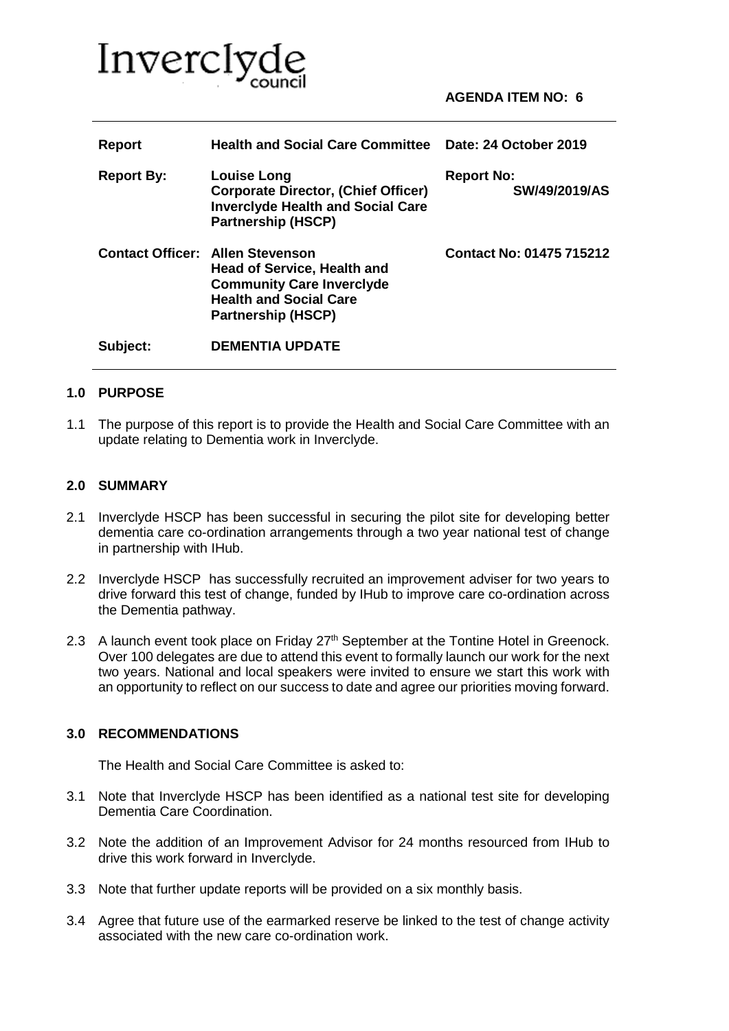Inverclyde council

**AGENDA ITEM NO: 6**

| | | |
|---|---|---|
| **Report** | **Health and Social Care Committee** | **Date: 24 October 2019** |
| **Report By:** | **Louise Long**<br>**Corporate Director, (Chief Officer) Inverclyde Health and Social Care Partnership (HSCP)** | **Report No: SW/49/2019/AS** |
| **Contact Officer:** | **Allen Stevenson**<br>**Head of Service, Health and Community Care Inverclyde Health and Social Care Partnership (HSCP)** | **Contact No: 01475 715212** |
| **Subject:** | **DEMENTIA UPDATE** | |

## 1.0 PURPOSE

1.1 The purpose of this report is to provide the Health and Social Care Committee with an update relating to Dementia work in Inverclyde.

## 2.0 SUMMARY

2.1 Inverclyde HSCP has been successful in securing the pilot site for developing better dementia care co-ordination arrangements through a two year national test of change in partnership with IHub.

2.2 Inverclyde HSCP has successfully recruited an improvement adviser for two years to drive forward this test of change, funded by IHub to improve care co-ordination across the Dementia pathway.

2.3 A launch event took place on Friday 27th September at the Tontine Hotel in Greenock. Over 100 delegates are due to attend this event to formally launch our work for the next two years. National and local speakers were invited to ensure we start this work with an opportunity to reflect on our success to date and agree our priorities moving forward.

## 3.0 RECOMMENDATIONS

The Health and Social Care Committee is asked to:

3.1 Note that Inverclyde HSCP has been identified as a national test site for developing Dementia Care Coordination.

3.2 Note the addition of an Improvement Advisor for 24 months resourced from IHub to drive this work forward in Inverclyde.

3.3 Note that further update reports will be provided on a six monthly basis.

3.4 Agree that future use of the earmarked reserve be linked to the test of change activity associated with the new care co-ordination work.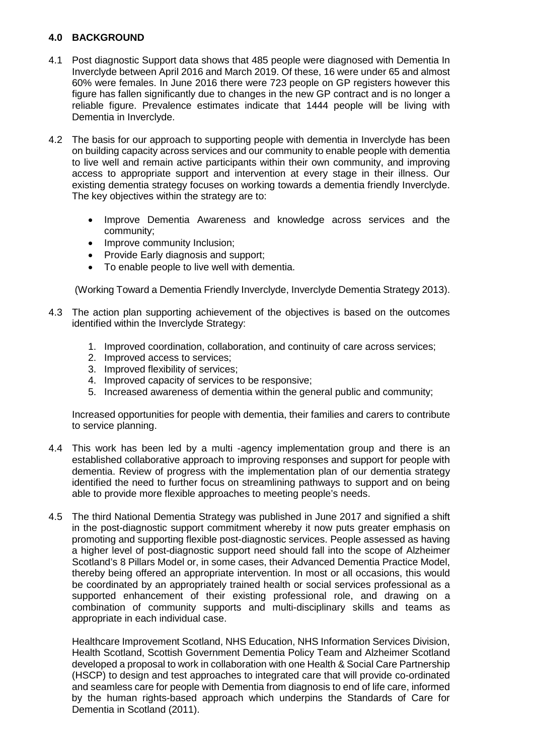### 4.0 BACKGROUND

4.1 Post diagnostic Support data shows that 485 people were diagnosed with Dementia In Inverclyde between April 2016 and March 2019. Of these, 16 were under 65 and almost 60% were females. In June 2016 there were 723 people on GP registers however this figure has fallen significantly due to changes in the new GP contract and is no longer a reliable figure. Prevalence estimates indicate that 1444 people will be living with Dementia in Inverclyde.

4.2 The basis for our approach to supporting people with dementia in Inverclyde has been on building capacity across services and our community to enable people with dementia to live well and remain active participants within their own community, and improving access to appropriate support and intervention at every stage in their illness. Our existing dementia strategy focuses on working towards a dementia friendly Inverclyde. The key objectives within the strategy are to:

- Improve Dementia Awareness and knowledge across services and the community;
- Improve community Inclusion;
- Provide Early diagnosis and support;
- To enable people to live well with dementia.

(Working Toward a Dementia Friendly Inverclyde, Inverclyde Dementia Strategy 2013).

4.3 The action plan supporting achievement of the objectives is based on the outcomes identified within the Inverclyde Strategy:

1. Improved coordination, collaboration, and continuity of care across services;
2. Improved access to services;
3. Improved flexibility of services;
4. Improved capacity of services to be responsive;
5. Increased awareness of dementia within the general public and community;

Increased opportunities for people with dementia, their families and carers to contribute to service planning.

4.4 This work has been led by a multi -agency implementation group and there is an established collaborative approach to improving responses and support for people with dementia. Review of progress with the implementation plan of our dementia strategy identified the need to further focus on streamlining pathways to support and on being able to provide more flexible approaches to meeting people's needs.

4.5 The third National Dementia Strategy was published in June 2017 and signified a shift in the post-diagnostic support commitment whereby it now puts greater emphasis on promoting and supporting flexible post-diagnostic services. People assessed as having a higher level of post-diagnostic support need should fall into the scope of Alzheimer Scotland's 8 Pillars Model or, in some cases, their Advanced Dementia Practice Model, thereby being offered an appropriate intervention. In most or all occasions, this would be coordinated by an appropriately trained health or social services professional as a supported enhancement of their existing professional role, and drawing on a combination of community supports and multi-disciplinary skills and teams as appropriate in each individual case.

Healthcare Improvement Scotland, NHS Education, NHS Information Services Division, Health Scotland, Scottish Government Dementia Policy Team and Alzheimer Scotland developed a proposal to work in collaboration with one Health & Social Care Partnership (HSCP) to design and test approaches to integrated care that will provide co-ordinated and seamless care for people with Dementia from diagnosis to end of life care, informed by the human rights-based approach which underpins the Standards of Care for Dementia in Scotland (2011).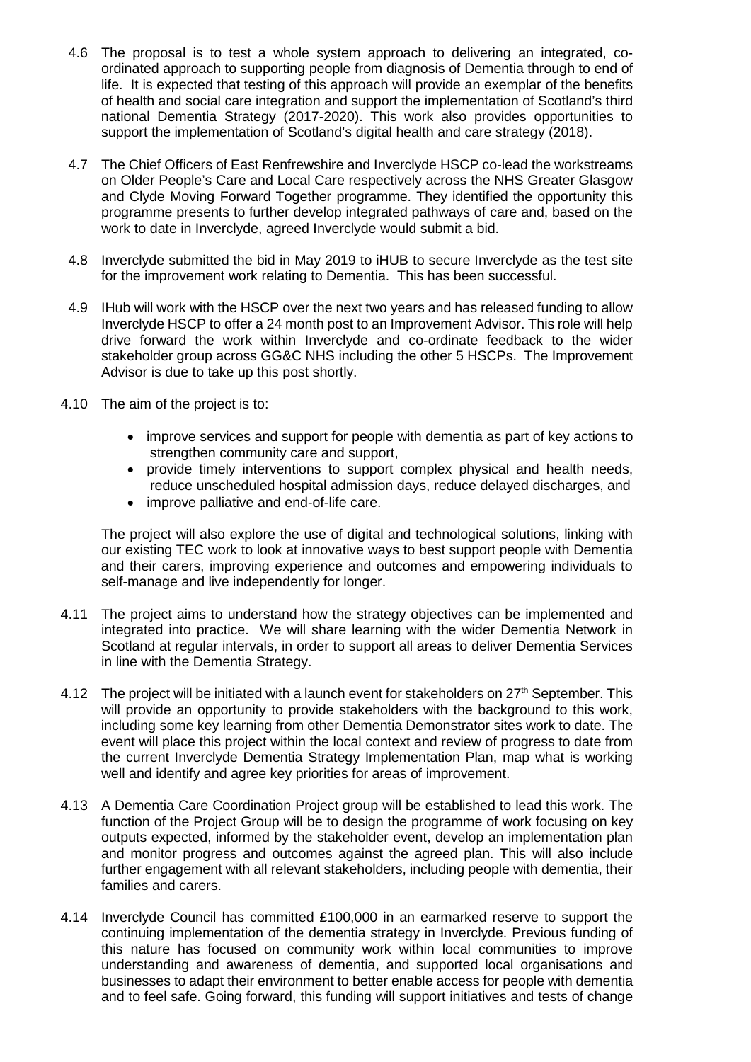4.6 The proposal is to test a whole system approach to delivering an integrated, co-ordinated approach to supporting people from diagnosis of Dementia through to end of life. It is expected that testing of this approach will provide an exemplar of the benefits of health and social care integration and support the implementation of Scotland's third national Dementia Strategy (2017-2020). This work also provides opportunities to support the implementation of Scotland's digital health and care strategy (2018).

4.7 The Chief Officers of East Renfrewshire and Inverclyde HSCP co-lead the workstreams on Older People's Care and Local Care respectively across the NHS Greater Glasgow and Clyde Moving Forward Together programme. They identified the opportunity this programme presents to further develop integrated pathways of care and, based on the work to date in Inverclyde, agreed Inverclyde would submit a bid.

4.8 Inverclyde submitted the bid in May 2019 to iHUB to secure Inverclyde as the test site for the improvement work relating to Dementia. This has been successful.

4.9 IHub will work with the HSCP over the next two years and has released funding to allow Inverclyde HSCP to offer a 24 month post to an Improvement Advisor. This role will help drive forward the work within Inverclyde and co-ordinate feedback to the wider stakeholder group across GG&C NHS including the other 5 HSCPs. The Improvement Advisor is due to take up this post shortly.

4.10 The aim of the project is to:

- improve services and support for people with dementia as part of key actions to strengthen community care and support,
- provide timely interventions to support complex physical and health needs, reduce unscheduled hospital admission days, reduce delayed discharges, and
- improve palliative and end-of-life care.

The project will also explore the use of digital and technological solutions, linking with our existing TEC work to look at innovative ways to best support people with Dementia and their carers, improving experience and outcomes and empowering individuals to self-manage and live independently for longer.

4.11 The project aims to understand how the strategy objectives can be implemented and integrated into practice. We will share learning with the wider Dementia Network in Scotland at regular intervals, in order to support all areas to deliver Dementia Services in line with the Dementia Strategy.

4.12 The project will be initiated with a launch event for stakeholders on 27th September. This will provide an opportunity to provide stakeholders with the background to this work, including some key learning from other Dementia Demonstrator sites work to date. The event will place this project within the local context and review of progress to date from the current Inverclyde Dementia Strategy Implementation Plan, map what is working well and identify and agree key priorities for areas of improvement.

4.13 A Dementia Care Coordination Project group will be established to lead this work. The function of the Project Group will be to design the programme of work focusing on key outputs expected, informed by the stakeholder event, develop an implementation plan and monitor progress and outcomes against the agreed plan. This will also include further engagement with all relevant stakeholders, including people with dementia, their families and carers.

4.14 Inverclyde Council has committed £100,000 in an earmarked reserve to support the continuing implementation of the dementia strategy in Inverclyde. Previous funding of this nature has focused on community work within local communities to improve understanding and awareness of dementia, and supported local organisations and businesses to adapt their environment to better enable access for people with dementia and to feel safe. Going forward, this funding will support initiatives and tests of change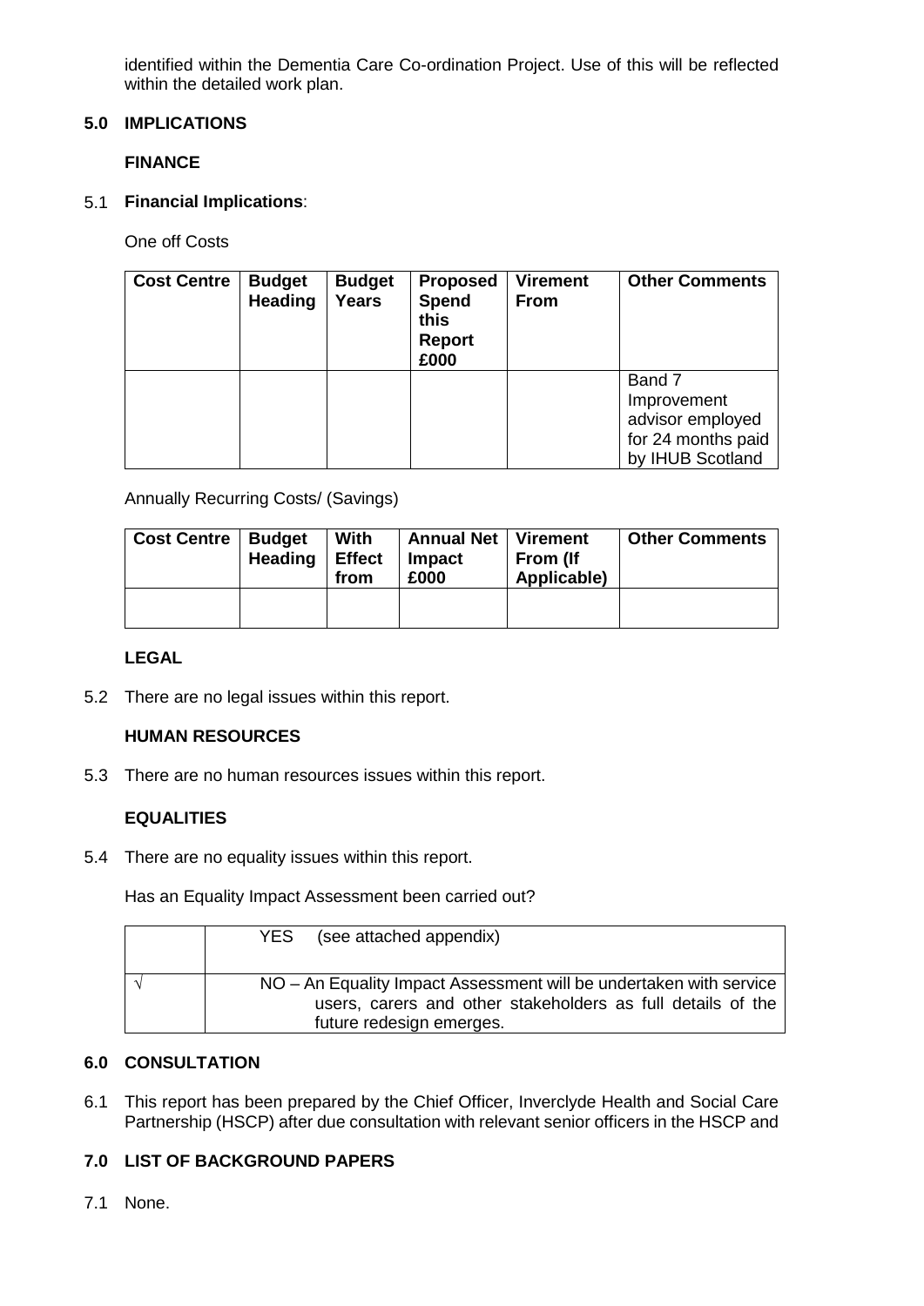identified within the Dementia Care Co-ordination Project. Use of this will be reflected within the detailed work plan.

## 5.0 IMPLICATIONS

### FINANCE

5.1 **Financial Implications**:

One off Costs

| Cost Centre | Budget Heading | Budget Years | Proposed Spend this Report £000 | Virement From | Other Comments |
|---|---|---|---|---|---|
| | | | | | Band 7 Improvement advisor employed for 24 months paid by IHUB Scotland |

Annually Recurring Costs/ (Savings)

| Cost Centre | Budget Heading | With Effect from | Annual Net Impact £000 | Virement From (If Applicable) | Other Comments |
|---|---|---|---|---|---|
| | | | | | |

### LEGAL

5.2 There are no legal issues within this report.

### HUMAN RESOURCES

5.3 There are no human resources issues within this report.

### EQUALITIES

5.4 There are no equality issues within this report.

Has an Equality Impact Assessment been carried out?

| | |
|---|---|
| | YES (see attached appendix) |
| √ | NO – An Equality Impact Assessment will be undertaken with service users, carers and other stakeholders as full details of the future redesign emerges. |

## 6.0 CONSULTATION

6.1 This report has been prepared by the Chief Officer, Inverclyde Health and Social Care Partnership (HSCP) after due consultation with relevant senior officers in the HSCP and

## 7.0 LIST OF BACKGROUND PAPERS

7.1 None.